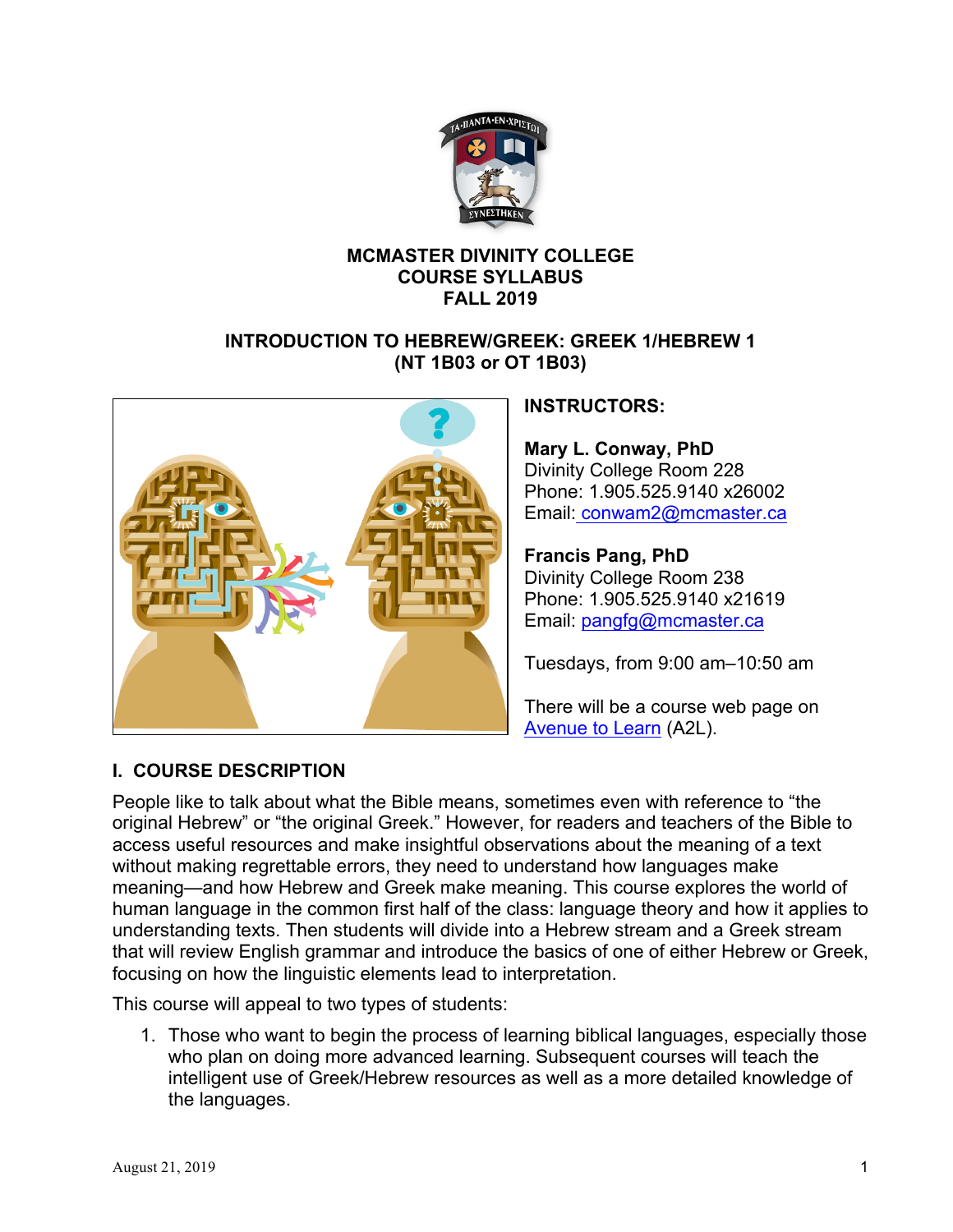**MCMASTER DIVINITY COLLEGE**
**COURSE SYLLABUS**
**FALL 2019**

# INTRODUCTION TO HEBREW/GREEK: GREEK 1/HEBREW 1 (NT 1B03 or OT 1B03)

**INSTRUCTORS:**

**Mary L. Conway, PhD**
Divinity College Room 228
Phone: 1.905.525.9140 x26002
Email: conwam2@mcmaster.ca

**Francis Pang, PhD**
Divinity College Room 238
Phone: 1.905.525.9140 x21619
Email: pangfg@mcmaster.ca

Tuesdays, from 9:00 am–10:50 am

There will be a course web page on Avenue to Learn (A2L).

## I. COURSE DESCRIPTION

People like to talk about what the Bible means, sometimes even with reference to "the original Hebrew" or "the original Greek." However, for readers and teachers of the Bible to access useful resources and make insightful observations about the meaning of a text without making regrettable errors, they need to understand how languages make meaning—and how Hebrew and Greek make meaning. This course explores the world of human language in the common first half of the class: language theory and how it applies to understanding texts. Then students will divide into a Hebrew stream and a Greek stream that will review English grammar and introduce the basics of one of either Hebrew or Greek, focusing on how the linguistic elements lead to interpretation.

This course will appeal to two types of students:

1. Those who want to begin the process of learning biblical languages, especially those who plan on doing more advanced learning. Subsequent courses will teach the intelligent use of Greek/Hebrew resources as well as a more detailed knowledge of the languages.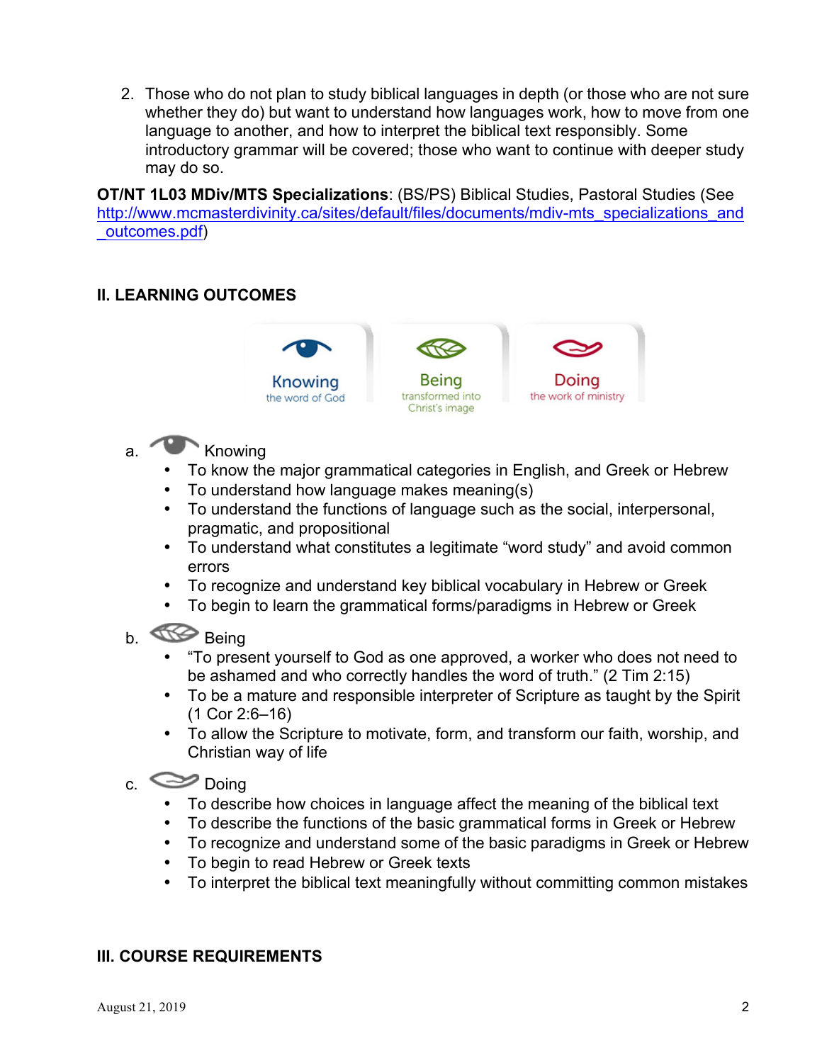2. Those who do not plan to study biblical languages in depth (or those who are not sure whether they do) but want to understand how languages work, how to move from one language to another, and how to interpret the biblical text responsibly. Some introductory grammar will be covered; those who want to continue with deeper study may do so.

**OT/NT 1L03 MDiv/MTS Specializations**: (BS/PS) Biblical Studies, Pastoral Studies (See http://www.mcmasterdivinity.ca/sites/default/files/documents/mdiv-mts_specializations_and_outcomes.pdf)

## II. LEARNING OUTCOMES

Knowing the word of God | Being transformed into Christ's image | Doing the work of ministry

a. Knowing

- To know the major grammatical categories in English, and Greek or Hebrew
- To understand how language makes meaning(s)
- To understand the functions of language such as the social, interpersonal, pragmatic, and propositional
- To understand what constitutes a legitimate "word study" and avoid common errors
- To recognize and understand key biblical vocabulary in Hebrew or Greek
- To begin to learn the grammatical forms/paradigms in Hebrew or Greek

b. Being

- "To present yourself to God as one approved, a worker who does not need to be ashamed and who correctly handles the word of truth." (2 Tim 2:15)
- To be a mature and responsible interpreter of Scripture as taught by the Spirit (1 Cor 2:6–16)
- To allow the Scripture to motivate, form, and transform our faith, worship, and Christian way of life

c. Doing

- To describe how choices in language affect the meaning of the biblical text
- To describe the functions of the basic grammatical forms in Greek or Hebrew
- To recognize and understand some of the basic paradigms in Greek or Hebrew
- To begin to read Hebrew or Greek texts
- To interpret the biblical text meaningfully without committing common mistakes

## III. COURSE REQUIREMENTS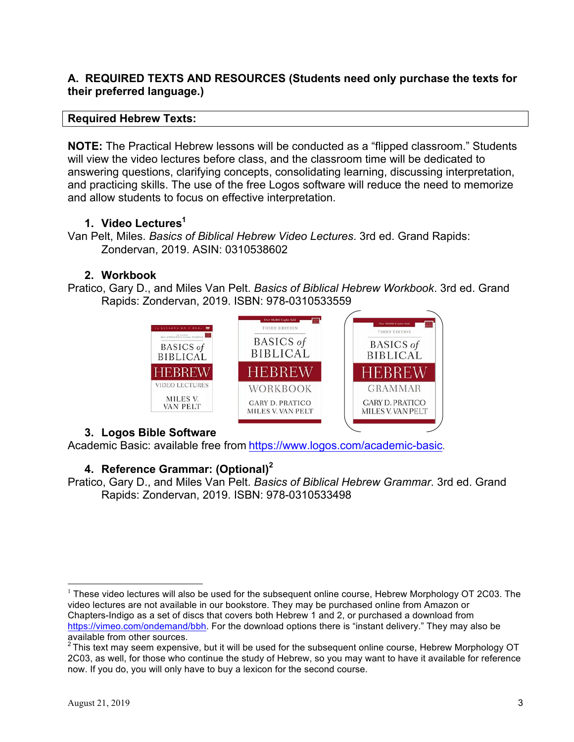## A. REQUIRED TEXTS AND RESOURCES (Students need only purchase the texts for their preferred language.)

| Required Hebrew Texts: |
|---|

**NOTE:** The Practical Hebrew lessons will be conducted as a "flipped classroom." Students will view the video lectures before class, and the classroom time will be dedicated to answering questions, clarifying concepts, consolidating learning, discussing interpretation, and practicing skills. The use of the free Logos software will reduce the need to memorize and allow students to focus on effective interpretation.

### 1. Video Lectures[1]

Van Pelt, Miles. *Basics of Biblical Hebrew Video Lectures*. 3rd ed. Grand Rapids: Zondervan, 2019. ASIN: 0310538602

### 2. Workbook

Pratico, Gary D., and Miles Van Pelt. *Basics of Biblical Hebrew Workbook*. 3rd ed. Grand Rapids: Zondervan, 2019. ISBN: 978-0310533559

### 3. Logos Bible Software

Academic Basic: available free from https://www.logos.com/academic-basic.

### 4. Reference Grammar: (Optional)[2]

Pratico, Gary D., and Miles Van Pelt. *Basics of Biblical Hebrew Grammar*. 3rd ed. Grand Rapids: Zondervan, 2019. ISBN: 978-0310533498

---

[1] These video lectures will also be used for the subsequent online course, Hebrew Morphology OT 2C03. The video lectures are not available in our bookstore. They may be purchased online from Amazon or Chapters-Indigo as a set of discs that covers both Hebrew 1 and 2, or purchased a download from https://vimeo.com/ondemand/bbh. For the download options there is "instant delivery." They may also be available from other sources.

[2] This text may seem expensive, but it will be used for the subsequent online course, Hebrew Morphology OT 2C03, as well, for those who continue the study of Hebrew, so you may want to have it available for reference now. If you do, you will only have to buy a lexicon for the second course.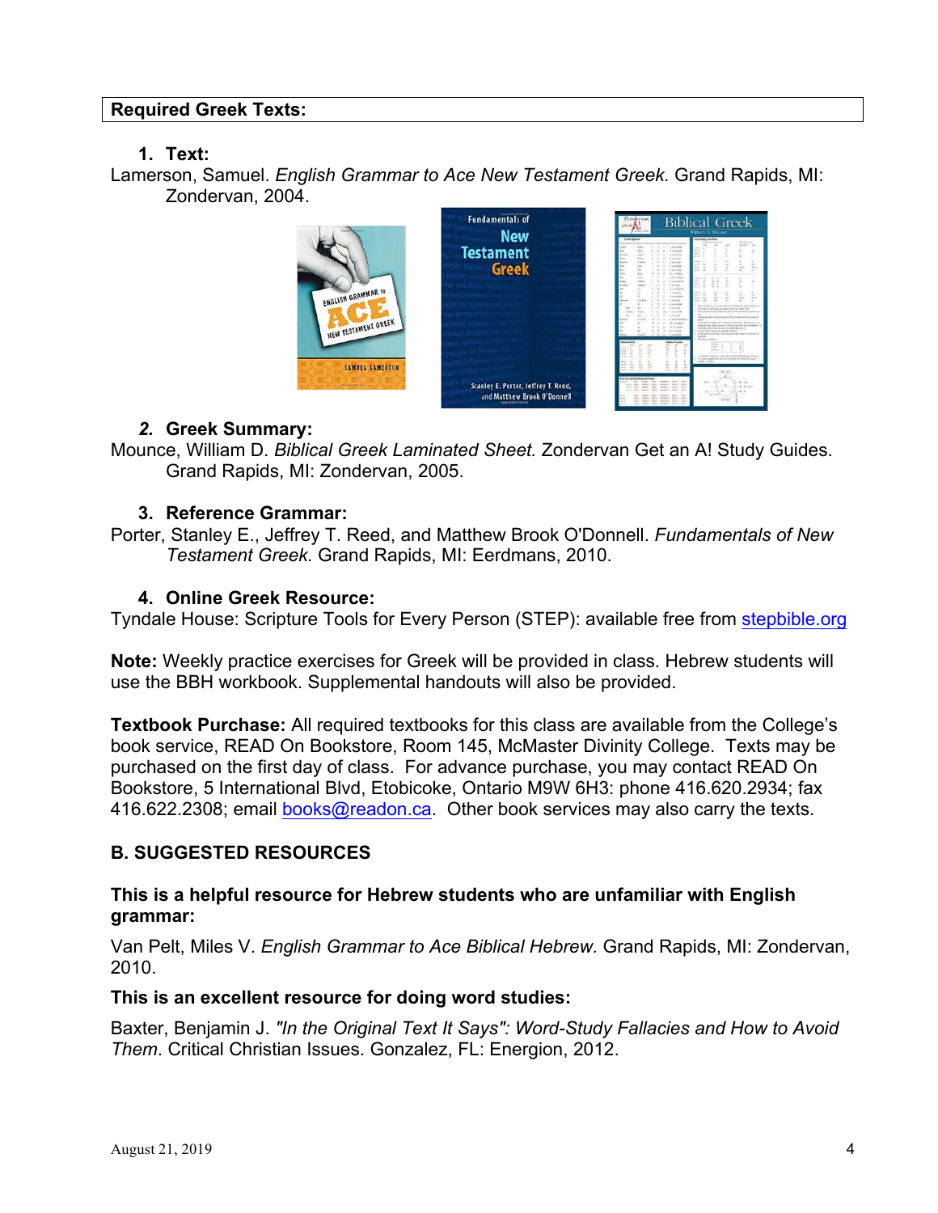**Required Greek Texts:**

1. **Text:**

Lamerson, Samuel. *English Grammar to Ace New Testament Greek.* Grand Rapids, MI: Zondervan, 2004.

2. **Greek Summary:**

Mounce, William D. *Biblical Greek Laminated Sheet.* Zondervan Get an A! Study Guides. Grand Rapids, MI: Zondervan, 2005.

3. **Reference Grammar:**

Porter, Stanley E., Jeffrey T. Reed, and Matthew Brook O'Donnell. *Fundamentals of New Testament Greek.* Grand Rapids, MI: Eerdmans, 2010.

4. **Online Greek Resource:**

Tyndale House: Scripture Tools for Every Person (STEP): available free from stepbible.org

**Note:** Weekly practice exercises for Greek will be provided in class. Hebrew students will use the BBH workbook. Supplemental handouts will also be provided.

**Textbook Purchase:** All required textbooks for this class are available from the College's book service, READ On Bookstore, Room 145, McMaster Divinity College. Texts may be purchased on the first day of class. For advance purchase, you may contact READ On Bookstore, 5 International Blvd, Etobicoke, Ontario M9W 6H3: phone 416.620.2934; fax 416.622.2308; email books@readon.ca. Other book services may also carry the texts.

## B. SUGGESTED RESOURCES

**This is a helpful resource for Hebrew students who are unfamiliar with English grammar:**

Van Pelt, Miles V. *English Grammar to Ace Biblical Hebrew.* Grand Rapids, MI: Zondervan, 2010.

**This is an excellent resource for doing word studies:**

Baxter, Benjamin J. *"In the Original Text It Says": Word-Study Fallacies and How to Avoid Them.* Critical Christian Issues. Gonzalez, FL: Energion, 2012.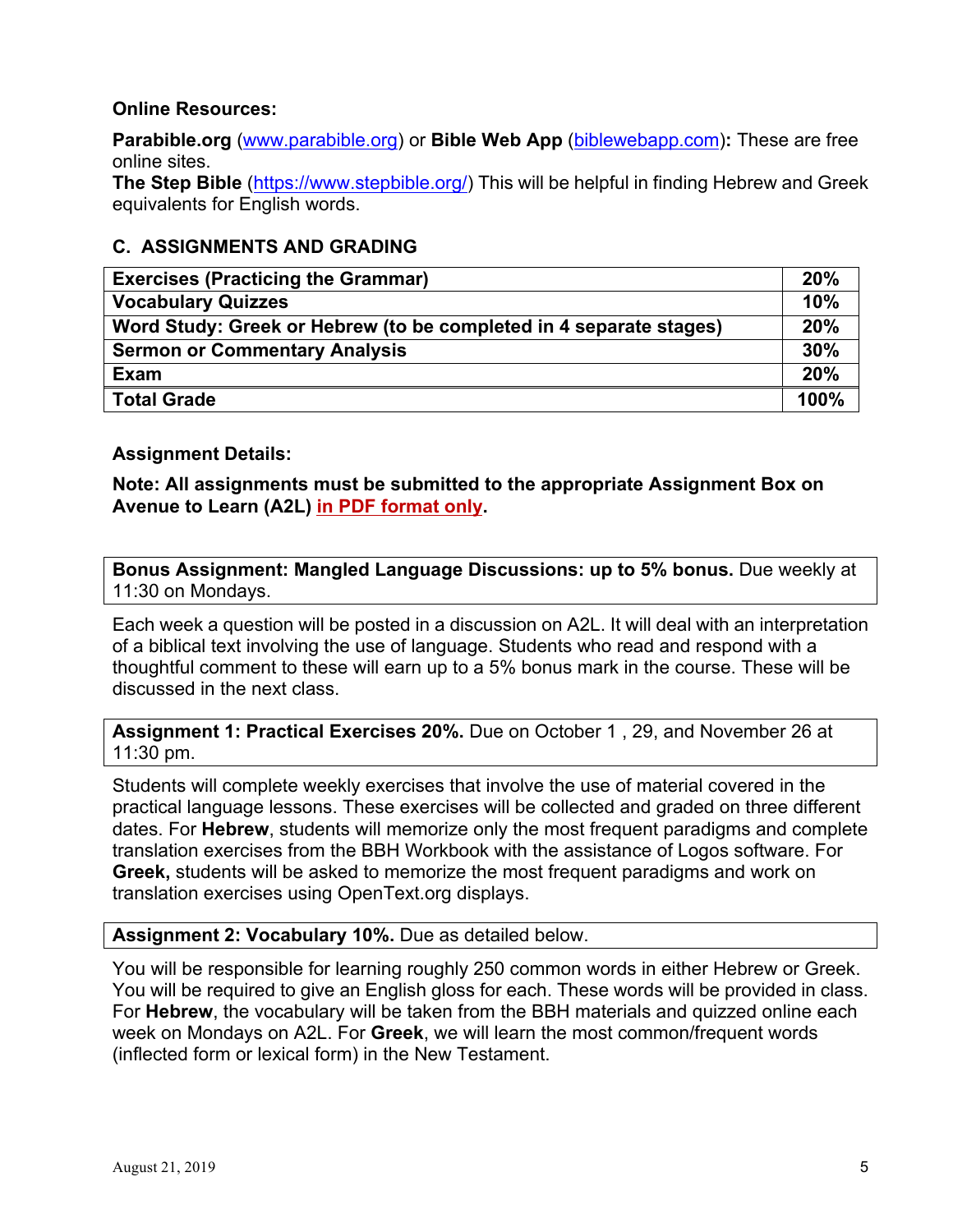**Online Resources:**

**Parabible.org** (www.parabible.org) or **Bible Web App** (biblewebapp.com)**:** These are free online sites.
**The Step Bible** (https://www.stepbible.org/) This will be helpful in finding Hebrew and Greek equivalents for English words.

### C. ASSIGNMENTS AND GRADING

| **Exercises (Practicing the Grammar)** | **20%** |
|---|---|
| **Vocabulary Quizzes** | **10%** |
| **Word Study: Greek or Hebrew (to be completed in 4 separate stages)** | **20%** |
| **Sermon or Commentary Analysis** | **30%** |
| **Exam** | **20%** |
| **Total Grade** | **100%** |

**Assignment Details:**

**Note: All assignments must be submitted to the appropriate Assignment Box on Avenue to Learn (A2L) in PDF format only.**

**Bonus Assignment: Mangled Language Discussions: up to 5% bonus.** Due weekly at 11:30 on Mondays.

Each week a question will be posted in a discussion on A2L. It will deal with an interpretation of a biblical text involving the use of language. Students who read and respond with a thoughtful comment to these will earn up to a 5% bonus mark in the course. These will be discussed in the next class.

**Assignment 1: Practical Exercises 20%.** Due on October 1 , 29, and November 26 at 11:30 pm.

Students will complete weekly exercises that involve the use of material covered in the practical language lessons. These exercises will be collected and graded on three different dates. For **Hebrew**, students will memorize only the most frequent paradigms and complete translation exercises from the BBH Workbook with the assistance of Logos software. For **Greek,** students will be asked to memorize the most frequent paradigms and work on translation exercises using OpenText.org displays.

**Assignment 2: Vocabulary 10%.** Due as detailed below.

You will be responsible for learning roughly 250 common words in either Hebrew or Greek. You will be required to give an English gloss for each. These words will be provided in class. For **Hebrew**, the vocabulary will be taken from the BBH materials and quizzed online each week on Mondays on A2L. For **Greek**, we will learn the most common/frequent words (inflected form or lexical form) in the New Testament.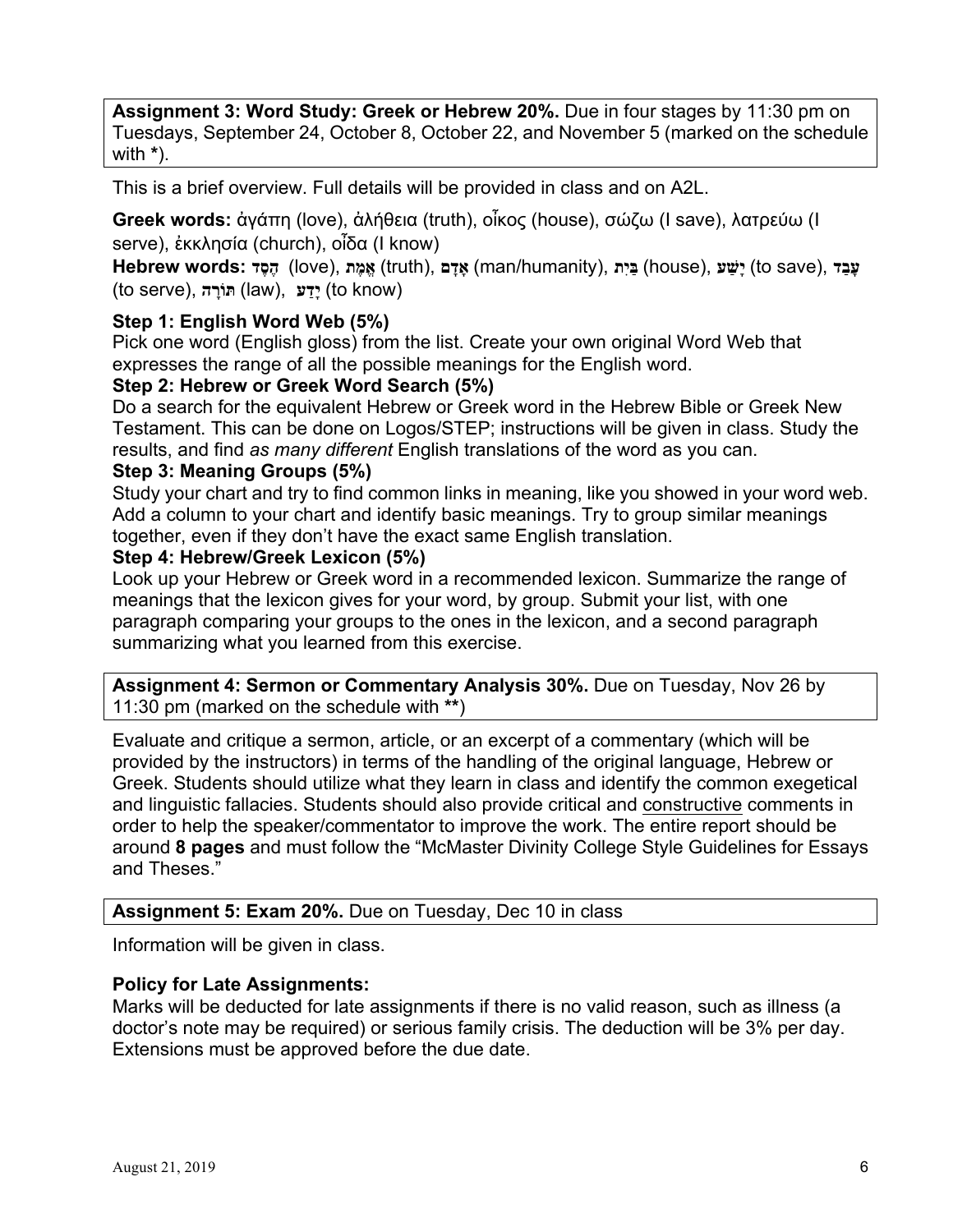**Assignment 3: Word Study: Greek or Hebrew 20%.** Due in four stages by 11:30 pm on Tuesdays, September 24, October 8, October 22, and November 5 (marked on the schedule with **\***).

This is a brief overview. Full details will be provided in class and on A2L.

**Greek words:** ἀγάπη (love), ἀλήθεια (truth), οἶκος (house), σώζω (I save), λατρεύω (I serve), ἐκκλησία (church), οἶδα (I know)
**Hebrew words:** חֶסֶד (love), אֱמֶת (truth), אָדָם (man/humanity), בַּיִת (house), יָשַׁע (to save), עָבַד (to serve), תּוֹרָה (law), יָדַע (to know)

**Step 1: English Word Web (5%)**
Pick one word (English gloss) from the list. Create your own original Word Web that expresses the range of all the possible meanings for the English word.

**Step 2: Hebrew or Greek Word Search (5%)**
Do a search for the equivalent Hebrew or Greek word in the Hebrew Bible or Greek New Testament. This can be done on Logos/STEP; instructions will be given in class. Study the results, and find *as many different* English translations of the word as you can.

**Step 3: Meaning Groups (5%)**
Study your chart and try to find common links in meaning, like you showed in your word web. Add a column to your chart and identify basic meanings. Try to group similar meanings together, even if they don't have the exact same English translation.

**Step 4: Hebrew/Greek Lexicon (5%)**
Look up your Hebrew or Greek word in a recommended lexicon. Summarize the range of meanings that the lexicon gives for your word, by group. Submit your list, with one paragraph comparing your groups to the ones in the lexicon, and a second paragraph summarizing what you learned from this exercise.

**Assignment 4: Sermon or Commentary Analysis 30%.** Due on Tuesday, Nov 26 by 11:30 pm (marked on the schedule with **\*\***)

Evaluate and critique a sermon, article, or an excerpt of a commentary (which will be provided by the instructors) in terms of the handling of the original language, Hebrew or Greek. Students should utilize what they learn in class and identify the common exegetical and linguistic fallacies. Students should also provide critical and <u>constructive</u> comments in order to help the speaker/commentator to improve the work. The entire report should be around **8 pages** and must follow the "McMaster Divinity College Style Guidelines for Essays and Theses."

**Assignment 5: Exam 20%.** Due on Tuesday, Dec 10 in class

Information will be given in class.

**Policy for Late Assignments:**
Marks will be deducted for late assignments if there is no valid reason, such as illness (a doctor's note may be required) or serious family crisis. The deduction will be 3% per day. Extensions must be approved before the due date.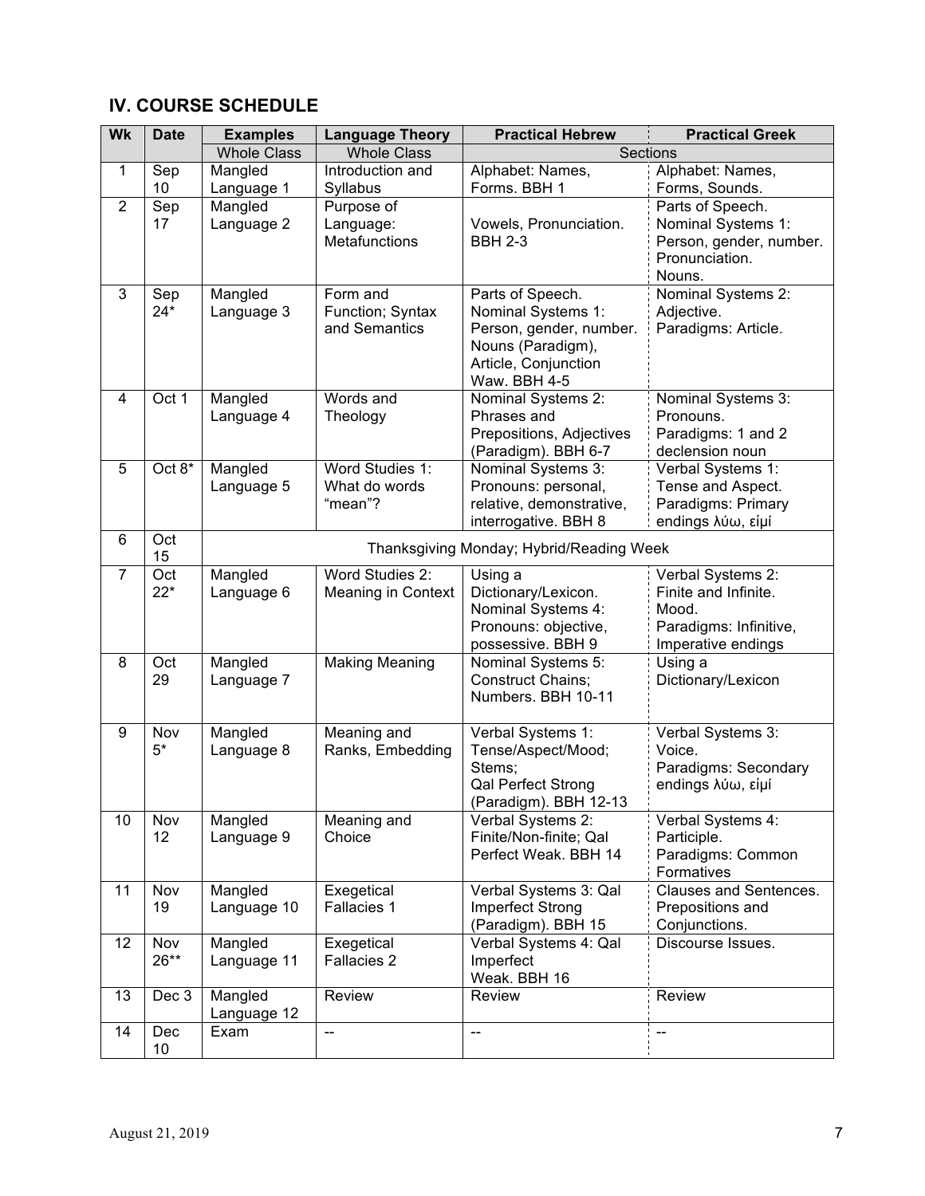## IV. COURSE SCHEDULE

| Wk | Date | Examples | Language Theory | Practical Hebrew | Practical Greek |
|---|---|---|---|---|---|
| | | Whole Class | Whole Class | Sections | |
| 1 | Sep 10 | Mangled Language 1 | Introduction and Syllabus | Alphabet: Names, Forms. BBH 1 | Alphabet: Names, Forms, Sounds. |
| 2 | Sep 17 | Mangled Language 2 | Purpose of Language: Metafunctions | Vowels, Pronunciation. BBH 2-3 | Parts of Speech. Nominal Systems 1: Person, gender, number. Pronunciation. Nouns. |
| 3 | Sep 24* | Mangled Language 3 | Form and Function; Syntax and Semantics | Parts of Speech. Nominal Systems 1: Person, gender, number. Nouns (Paradigm), Article, Conjunction Waw. BBH 4-5 | Nominal Systems 2: Adjective. Paradigms: Article. |
| 4 | Oct 1 | Mangled Language 4 | Words and Theology | Nominal Systems 2: Phrases and Prepositions, Adjectives (Paradigm). BBH 6-7 | Nominal Systems 3: Pronouns. Paradigms: 1 and 2 declension noun |
| 5 | Oct 8* | Mangled Language 5 | Word Studies 1: What do words "mean"? | Nominal Systems 3: Pronouns: personal, relative, demonstrative, interrogative. BBH 8 | Verbal Systems 1: Tense and Aspect. Paradigms: Primary endings λύω, εἰμί |
| 6 | Oct 15 | Thanksgiving Monday; Hybrid/Reading Week | | | |
| 7 | Oct 22* | Mangled Language 6 | Word Studies 2: Meaning in Context | Using a Dictionary/Lexicon. Nominal Systems 4: Pronouns: objective, possessive. BBH 9 | Verbal Systems 2: Finite and Infinite. Mood. Paradigms: Infinitive, Imperative endings |
| 8 | Oct 29 | Mangled Language 7 | Making Meaning | Nominal Systems 5: Construct Chains; Numbers. BBH 10-11 | Using a Dictionary/Lexicon |
| 9 | Nov 5* | Mangled Language 8 | Meaning and Ranks, Embedding | Verbal Systems 1: Tense/Aspect/Mood; Stems; Qal Perfect Strong (Paradigm). BBH 12-13 | Verbal Systems 3: Voice. Paradigms: Secondary endings λύω, εἰμί |
| 10 | Nov 12 | Mangled Language 9 | Meaning and Choice | Verbal Systems 2: Finite/Non-finite; Qal Perfect Weak. BBH 14 | Verbal Systems 4: Participle. Paradigms: Common Formatives |
| 11 | Nov 19 | Mangled Language 10 | Exegetical Fallacies 1 | Verbal Systems 3: Qal Imperfect Strong (Paradigm). BBH 15 | Clauses and Sentences. Prepositions and Conjunctions. |
| 12 | Nov 26** | Mangled Language 11 | Exegetical Fallacies 2 | Verbal Systems 4: Qal Imperfect Weak. BBH 16 | Discourse Issues. |
| 13 | Dec 3 | Mangled Language 12 | Review | Review | Review |
| 14 | Dec 10 | Exam | -- | -- | -- |

August 21, 2019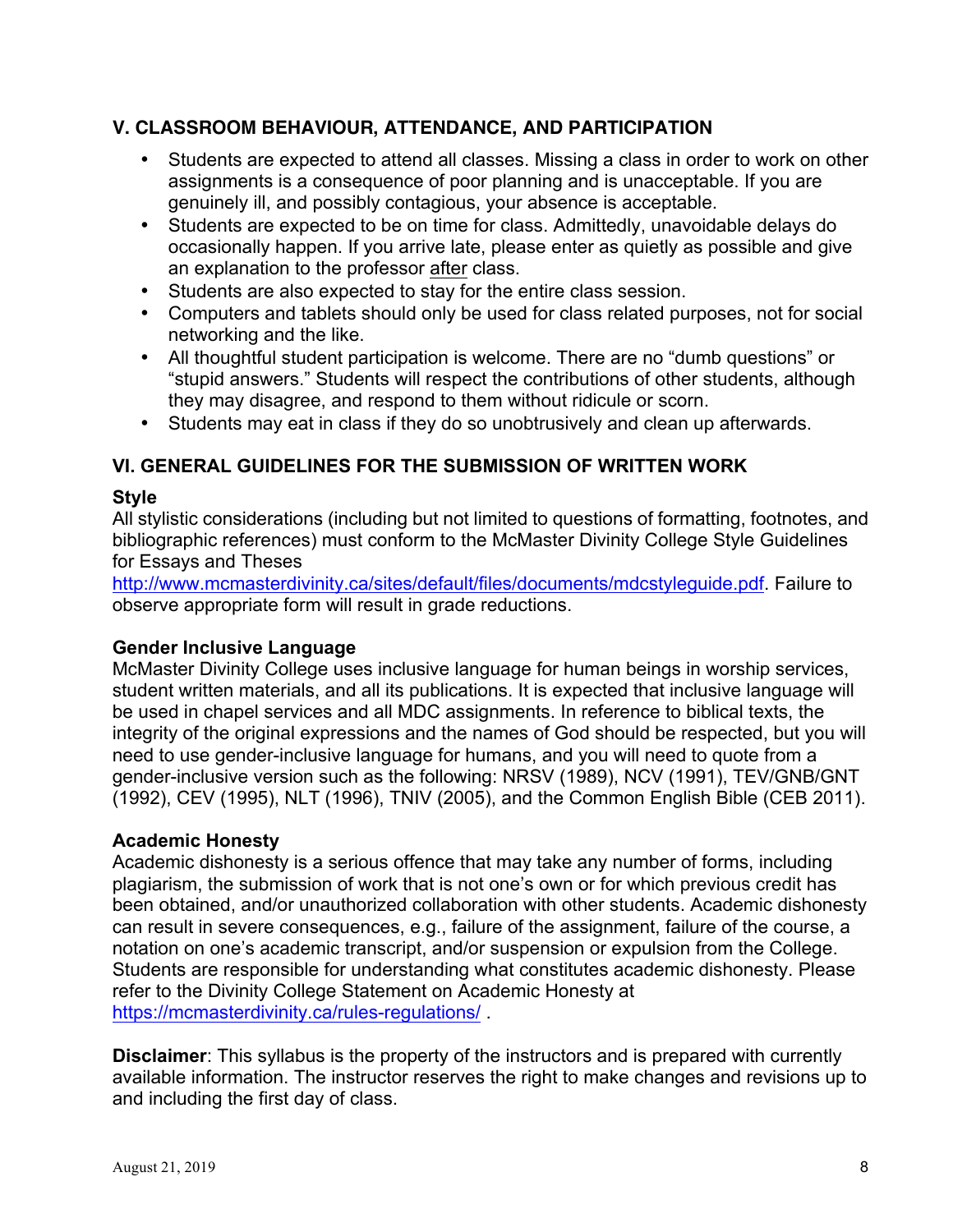## V. CLASSROOM BEHAVIOUR, ATTENDANCE, AND PARTICIPATION

- Students are expected to attend all classes. Missing a class in order to work on other assignments is a consequence of poor planning and is unacceptable. If you are genuinely ill, and possibly contagious, your absence is acceptable.
- Students are expected to be on time for class. Admittedly, unavoidable delays do occasionally happen. If you arrive late, please enter as quietly as possible and give an explanation to the professor <u>after</u> class.
- Students are also expected to stay for the entire class session.
- Computers and tablets should only be used for class related purposes, not for social networking and the like.
- All thoughtful student participation is welcome. There are no "dumb questions" or "stupid answers." Students will respect the contributions of other students, although they may disagree, and respond to them without ridicule or scorn.
- Students may eat in class if they do so unobtrusively and clean up afterwards.

## VI. GENERAL GUIDELINES FOR THE SUBMISSION OF WRITTEN WORK

**Style**
All stylistic considerations (including but not limited to questions of formatting, footnotes, and bibliographic references) must conform to the McMaster Divinity College Style Guidelines for Essays and Theses
http://www.mcmasterdivinity.ca/sites/default/files/documents/mdcstyleguide.pdf. Failure to observe appropriate form will result in grade reductions.

**Gender Inclusive Language**
McMaster Divinity College uses inclusive language for human beings in worship services, student written materials, and all its publications. It is expected that inclusive language will be used in chapel services and all MDC assignments. In reference to biblical texts, the integrity of the original expressions and the names of God should be respected, but you will need to use gender-inclusive language for humans, and you will need to quote from a gender-inclusive version such as the following: NRSV (1989), NCV (1991), TEV/GNB/GNT (1992), CEV (1995), NLT (1996), TNIV (2005), and the Common English Bible (CEB 2011).

**Academic Honesty**
Academic dishonesty is a serious offence that may take any number of forms, including plagiarism, the submission of work that is not one's own or for which previous credit has been obtained, and/or unauthorized collaboration with other students. Academic dishonesty can result in severe consequences, e.g., failure of the assignment, failure of the course, a notation on one's academic transcript, and/or suspension or expulsion from the College. Students are responsible for understanding what constitutes academic dishonesty. Please refer to the Divinity College Statement on Academic Honesty at https://mcmasterdivinity.ca/rules-regulations/ .

**Disclaimer**: This syllabus is the property of the instructors and is prepared with currently available information. The instructor reserves the right to make changes and revisions up to and including the first day of class.

August 21, 2019